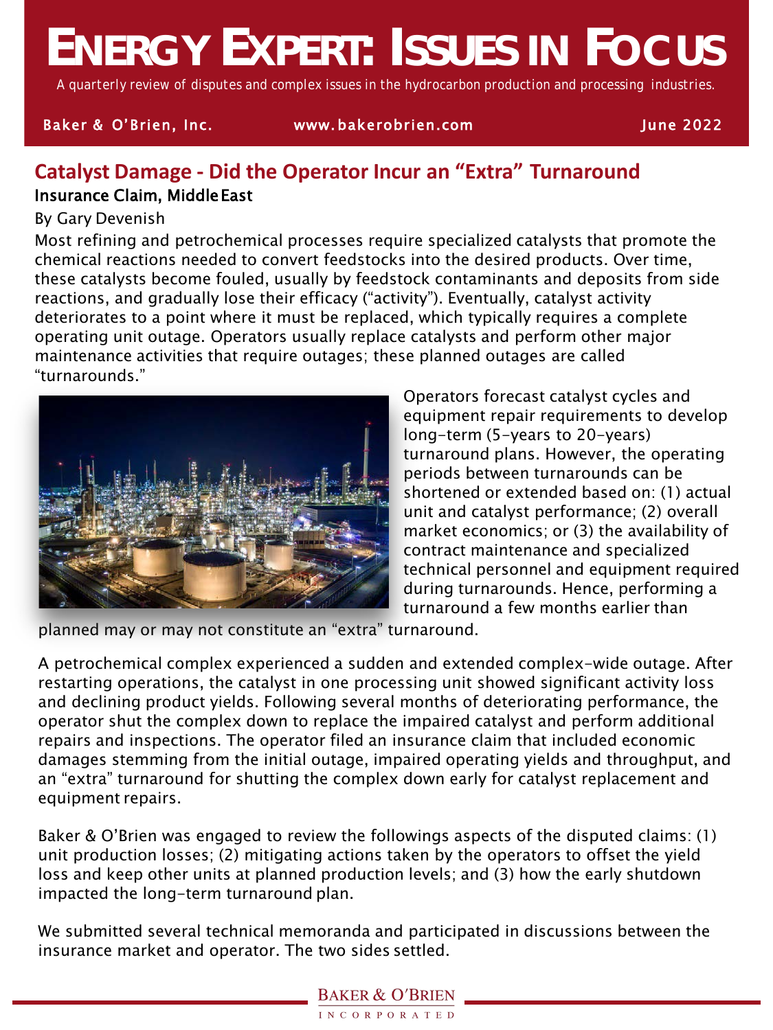# ENERGY EXPERT: ISSUES IN FOCUS

*A quarterly review of disputes and complex issues in the hydrocarbon production and processing industries.*

Baker & O'Brien, Inc. www.bakerobrien.com June 2022

## Catalyst Damage - Did the Operator Incur an "Extra" Turnaround

### Insurance Claim, Middle East

By Gary Devenish

Most refining and petrochemical processes require specialized catalysts that promote the chemical reactions needed to convert feedstocks into the desired products. Over time, these catalysts become fouled, usually by feedstock contaminants and deposits from side reactions, and gradually lose their efficacy ("activity"). Eventually, catalyst activity deteriorates to a point where it must be replaced, which typically requires a complete operating unit outage. Operators usually replace catalysts and perform other major maintenance activities that require outages; these planned outages are called "turnarounds."

Operators forecast catalyst cycles and equipment repair requirements to develop long-term (5-years to 20-years) turnaround plans. However, the operating periods between turnarounds can be shortened or extended based on: (1) actual unit and catalyst performance; (2) overall market economics; or (3) the availability of contract maintenance and specialized technical personnel and equipment required during turnarounds. Hence, performing a turnaround a few months earlier than planned may or may not constitute an "extra" turnaround.

A petrochemical complex experienced a sudden and extended complex-wide outage. After restarting operations, the catalyst in one processing unit showed significant activity loss and declining product yields. Following several months of deteriorating performance, the operator shut the complex down to replace the impaired catalyst and perform additional repairs and inspections. The operator filed an insurance claim that included economic damages stemming from the initial outage, impaired operating yields and throughput, and an "extra" turnaround for shutting the complex down early for catalyst replacement and equipment repairs.

Baker & O'Brien was engaged to review the followings aspects of the disputed claims: (1) unit production losses; (2) mitigating actions taken by the operators to offset the yield loss and keep other units at planned production levels; and (3) how the early shutdown impacted the long-term turnaround plan.

We submitted several technical memoranda and participated in discussions between the insurance market and operator. The two sides settled.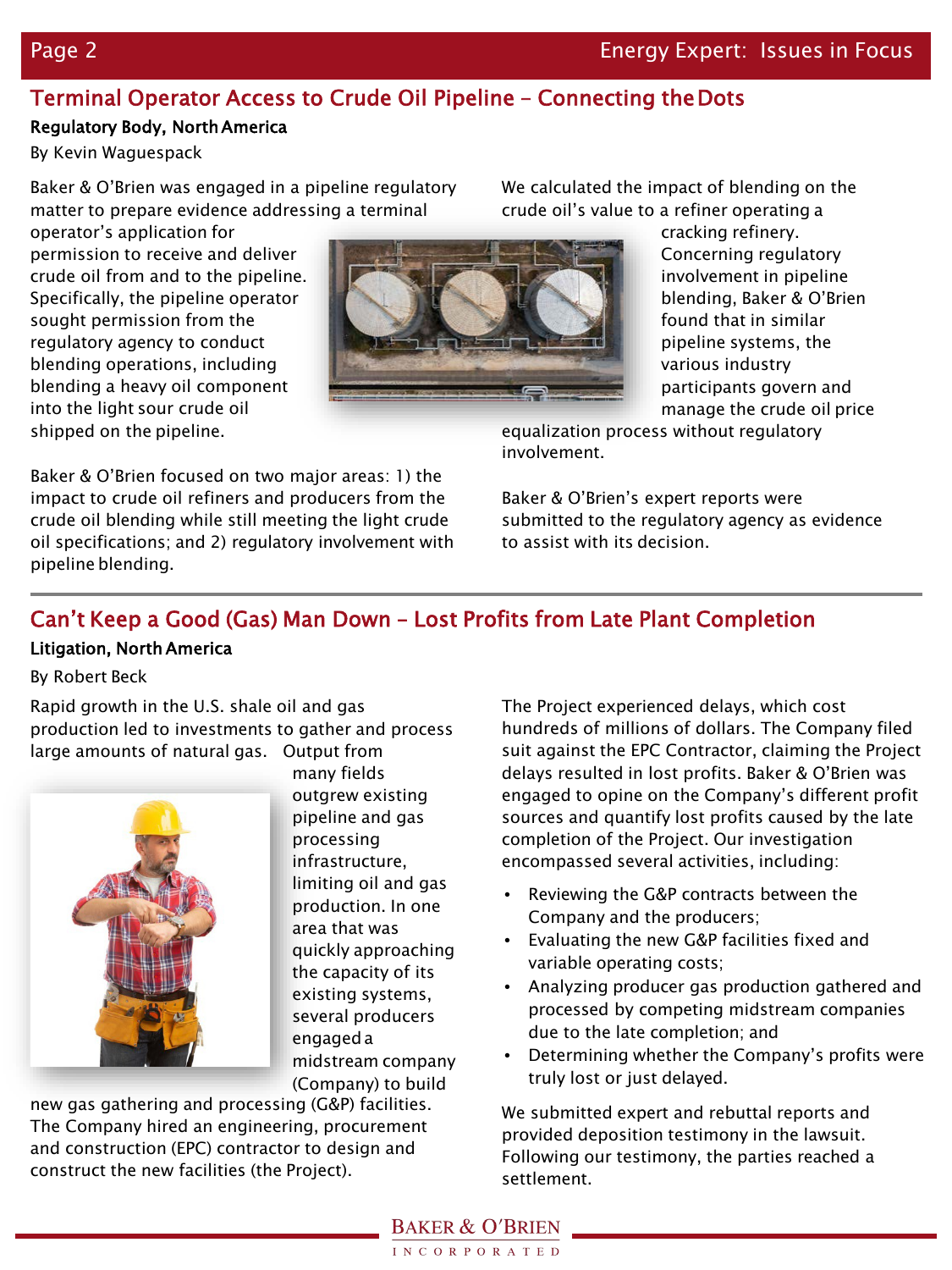## Terminal Operator Access to Crude Oil Pipeline – Connecting the Dots

**Regulatory Body, North America**

By Kevin Waguespack

Baker & O'Brien was engaged in a pipeline regulatory matter to prepare evidence addressing a terminal operator's application for permission to receive and deliver crude oil from and to the pipeline. Specifically, the pipeline operator sought permission from the regulatory agency to conduct blending operations, including blending a heavy oil component into the light sour crude oil shipped on the pipeline.

Baker & O'Brien focused on two major areas: 1) the impact to crude oil refiners and producers from the crude oil blending while still meeting the light crude oil specifications; and 2) regulatory involvement with pipeline blending.

We calculated the impact of blending on the crude oil's value to a refiner operating a cracking refinery. Concerning regulatory involvement in pipeline blending, Baker & O'Brien found that in similar pipeline systems, the various industry participants govern and manage the crude oil price equalization process without regulatory involvement.

Baker & O'Brien's expert reports were submitted to the regulatory agency as evidence to assist with its decision.

## Can't Keep a Good (Gas) Man Down – Lost Profits from Late Plant Completion

**Litigation, North America**

By Robert Beck

Rapid growth in the U.S. shale oil and gas production led to investments to gather and process large amounts of natural gas. Output from many fields outgrew existing pipeline and gas processing infrastructure, limiting oil and gas production. In one area that was quickly approaching the capacity of its existing systems, several producers engaged a midstream company (Company) to build new gas gathering and processing (G&P) facilities. The Company hired an engineering, procurement and construction (EPC) contractor to design and construct the new facilities (the Project).

The Project experienced delays, which cost hundreds of millions of dollars. The Company filed suit against the EPC Contractor, claiming the Project delays resulted in lost profits. Baker & O'Brien was engaged to opine on the Company's different profit sources and quantify lost profits caused by the late completion of the Project. Our investigation encompassed several activities, including:

- Reviewing the G&P contracts between the Company and the producers;
- Evaluating the new G&P facilities fixed and variable operating costs;
- Analyzing producer gas production gathered and processed by competing midstream companies due to the late completion; and
- Determining whether the Company's profits were truly lost or just delayed.

We submitted expert and rebuttal reports and provided deposition testimony in the lawsuit. Following our testimony, the parties reached a settlement.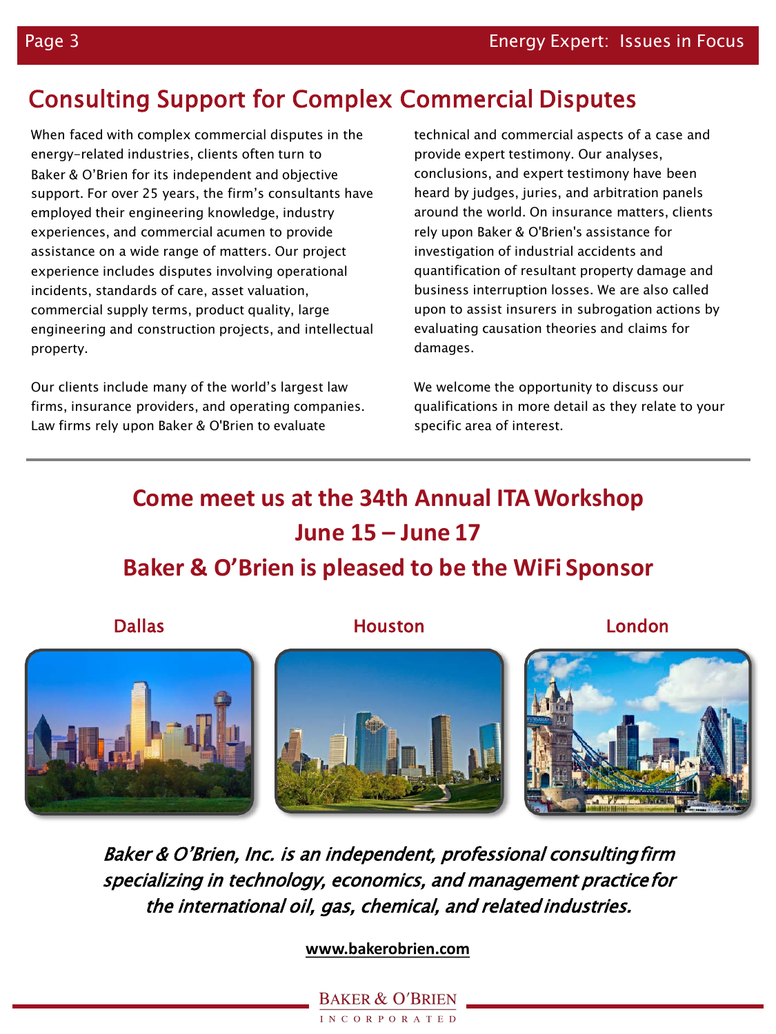## Consulting Support for Complex Commercial Disputes

When faced with complex commercial disputes in the energy-related industries, clients often turn to Baker & O'Brien for its independent and objective support. For over 25 years, the firm's consultants have employed their engineering knowledge, industry experiences, and commercial acumen to provide assistance on a wide range of matters. Our project experience includes disputes involving operational incidents, standards of care, asset valuation, commercial supply terms, product quality, large engineering and construction projects, and intellectual property.

Our clients include many of the world's largest law firms, insurance providers, and operating companies. Law firms rely upon Baker & O'Brien to evaluate technical and commercial aspects of a case and provide expert testimony. Our analyses, conclusions, and expert testimony have been heard by judges, juries, and arbitration panels around the world. On insurance matters, clients rely upon Baker & O'Brien's assistance for investigation of industrial accidents and quantification of resultant property damage and business interruption losses. We are also called upon to assist insurers in subrogation actions by evaluating causation theories and claims for damages.

We welcome the opportunity to discuss our qualifications in more detail as they relate to your specific area of interest.

---

**Come meet us at the 34th Annual ITA Workshop**

**June 15 – June 17**

**Baker & O'Brien is pleased to be the WiFi Sponsor**

Dallas

Houston

London

*Baker & O'Brien, Inc. is an independent, professional consulting firm specializing in technology, economics, and management practice for the international oil, gas, chemical, and related industries.*

**www.bakerobrien.com**

BAKER & O'BRIEN
INCORPORATED